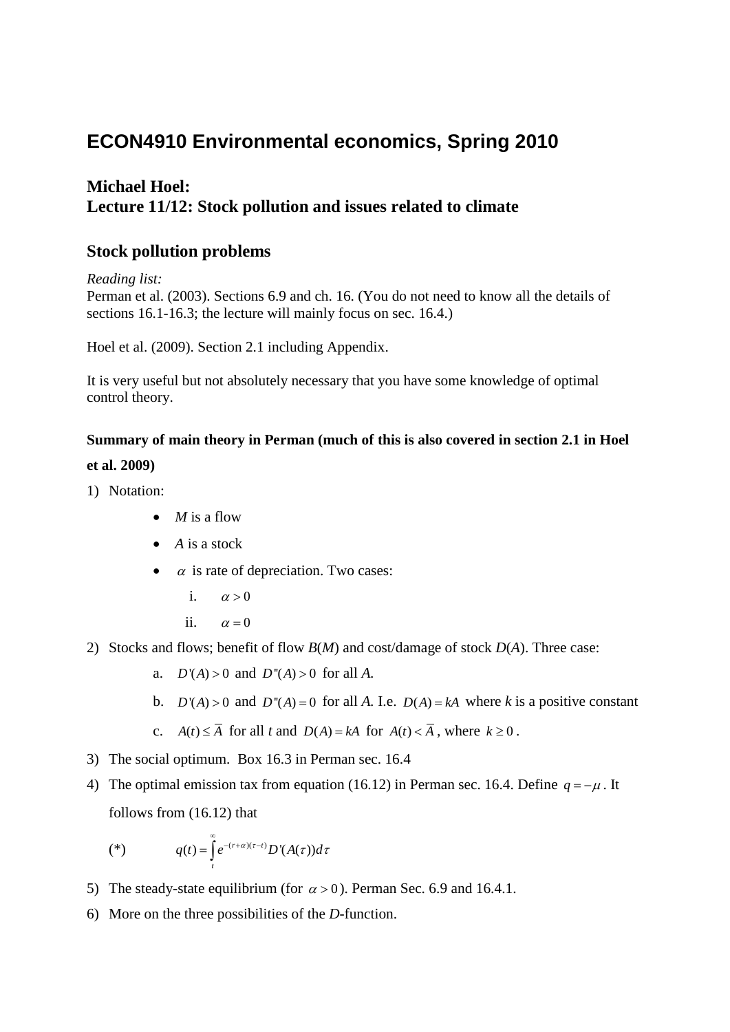# ECON4910 Environmental economics, Spring 2010

## Michael Hoel:
## Lecture 11/12: Stock pollution and issues related to climate

## Stock pollution problems

*Reading list:*
Perman et al. (2003). Sections 6.9 and ch. 16. (You do not need to know all the details of sections 16.1-16.3; the lecture will mainly focus on sec. 16.4.)

Hoel et al. (2009). Section 2.1 including Appendix.

It is very useful but not absolutely necessary that you have some knowledge of optimal control theory.

**Summary of main theory in Perman (much of this is also covered in section 2.1 in Hoel et al. 2009)**

1) Notation:
   - *M* is a flow
   - *A* is a stock
   - $\alpha$ is rate of depreciation. Two cases:
     1. $\alpha > 0$
     2. $\alpha = 0$
2) Stocks and flows; benefit of flow *B*(*M*) and cost/damage of stock *D*(*A*). Three case:
   a. $D'(A) > 0$ and $D''(A) > 0$ for all *A*.
   b. $D'(A) > 0$ and $D''(A) = 0$ for all *A*. I.e. $D(A) = kA$ where *k* is a positive constant
   c. $A(t) \leq \bar{A}$ for all *t* and $D(A) = kA$ for $A(t) < \bar{A}$, where $k \geq 0$.
3) The social optimum. Box 16.3 in Perman sec. 16.4
4) The optimal emission tax from equation (16.12) in Perman sec. 16.4. Define $q = -\mu$. It follows from (16.12) that

   (*) $$q(t) = \int_t^\infty e^{-(r+\alpha)(\tau - t)} D'(A(\tau)) d\tau$$

5) The steady-state equilibrium (for $\alpha > 0$). Perman Sec. 6.9 and 16.4.1.
6) More on the three possibilities of the *D*-function.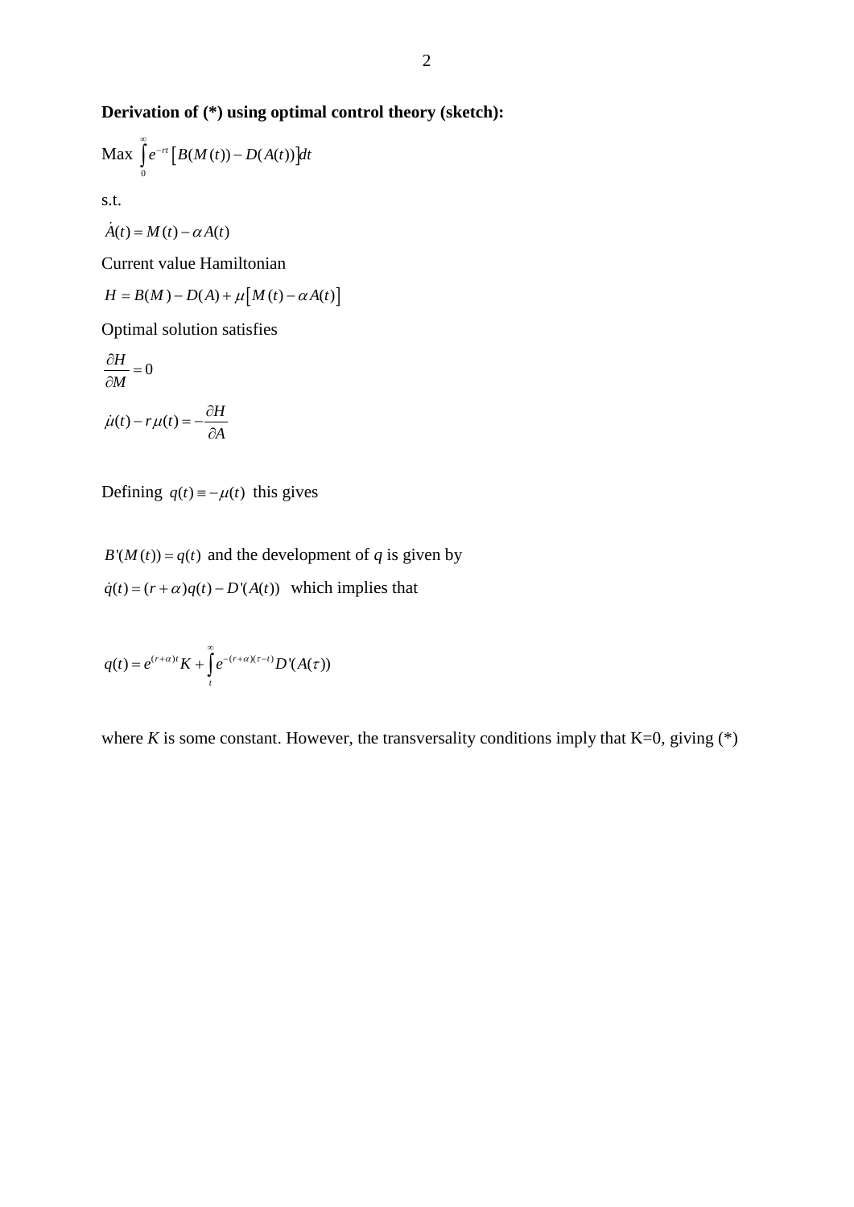**Derivation of (*) using optimal control theory (sketch):**

Max $\int_0^{\infty} e^{-rt}\left[B(M(t)) - D(A(t))\right]dt$

s.t.

$\dot{A}(t) = M(t) - \alpha A(t)$

Current value Hamiltonian

$H = B(M) - D(A) + \mu\left[M(t) - \alpha A(t)\right]$

Optimal solution satisfies

$$\frac{\partial H}{\partial M} = 0$$

$$\dot{\mu}(t) - r\mu(t) = -\frac{\partial H}{\partial A}$$

Defining $q(t) \equiv -\mu(t)$ this gives

$B'(M(t)) = q(t)$ and the development of $q$ is given by

$\dot{q}(t) = (r+\alpha)q(t) - D'(A(t))$ which implies that

$$q(t) = e^{(r+\alpha)t}K + \int_t^{\infty} e^{-(r+\alpha)(\tau - t)} D'(A(\tau))$$

where $K$ is some constant. However, the transversality conditions imply that K=0, giving (*)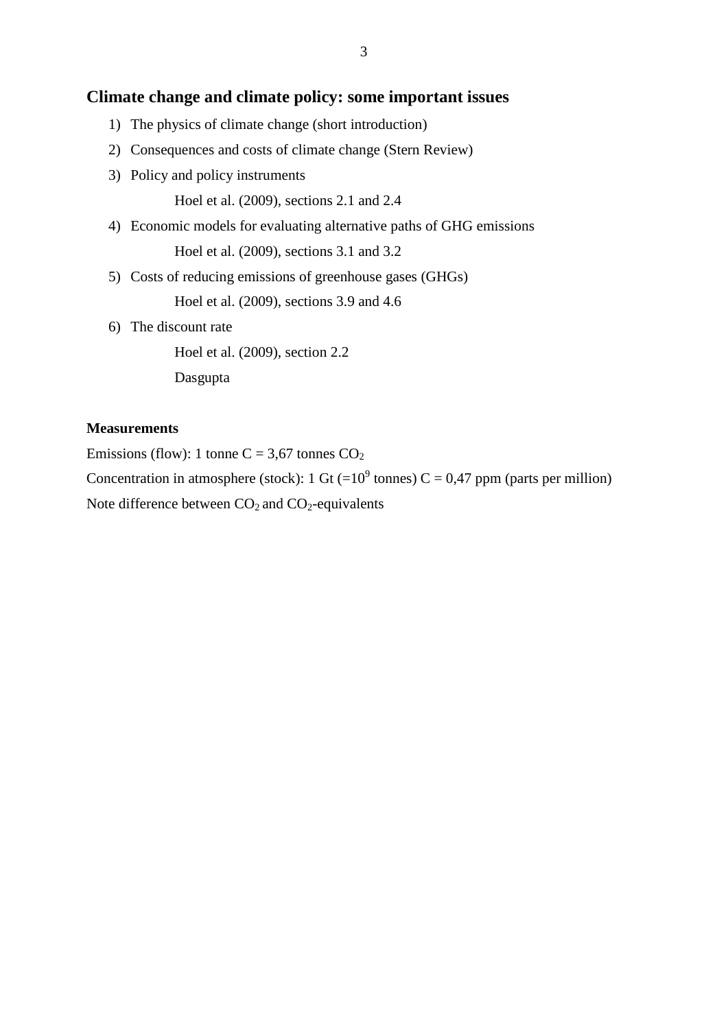## Climate change and climate policy: some important issues

1) The physics of climate change (short introduction)
2) Consequences and costs of climate change (Stern Review)
3) Policy and policy instruments

    Hoel et al. (2009), sections 2.1 and 2.4

4) Economic models for evaluating alternative paths of GHG emissions

    Hoel et al. (2009), sections 3.1 and 3.2

5) Costs of reducing emissions of greenhouse gases (GHGs)

    Hoel et al. (2009), sections 3.9 and 4.6

6) The discount rate

    Hoel et al. (2009), section 2.2

    Dasgupta

**Measurements**

Emissions (flow): 1 tonne C = 3,67 tonnes $CO_2$

Concentration in atmosphere (stock): 1 Gt (=$10^9$ tonnes) C = 0,47 ppm (parts per million)

Note difference between $CO_2$ and $CO_2$-equivalents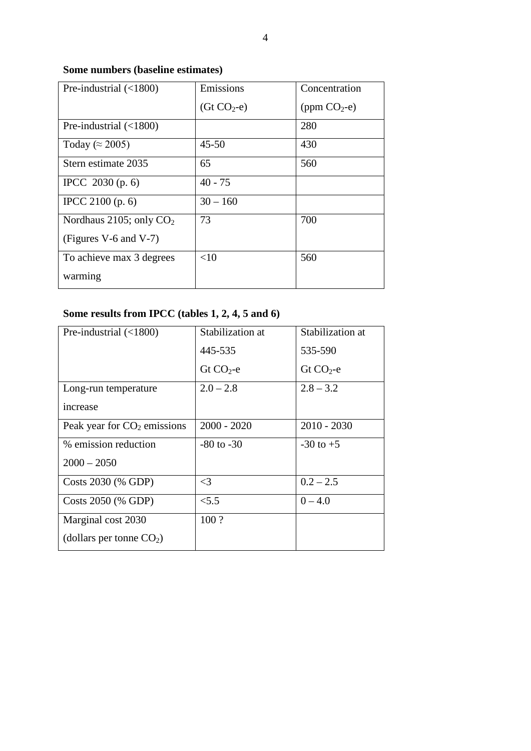**Some numbers (baseline estimates)**

| Pre-industrial (<1800) | Emissions (Gt $CO_2$-e) | Concentration (ppm $CO_2$-e) |
|---|---|---|
| Pre-industrial (<1800) | | 280 |
| Today (≈ 2005) | 45-50 | 430 |
| Stern estimate 2035 | 65 | 560 |
| IPCC 2030 (p. 6) | 40 - 75 | |
| IPCC 2100 (p. 6) | 30 – 160 | |
| Nordhaus 2105; only $CO_2$ (Figures V-6 and V-7) | 73 | 700 |
| To achieve max 3 degrees warming | <10 | 560 |

**Some results from IPCC (tables 1, 2, 4, 5 and 6)**

| Pre-industrial (<1800) | Stabilization at 445-535 Gt $CO_2$-e | Stabilization at 535-590 Gt $CO_2$-e |
|---|---|---|
| Long-run temperature increase | 2.0 – 2.8 | 2.8 – 3.2 |
| Peak year for $CO_2$ emissions | 2000 - 2020 | 2010 - 2030 |
| % emission reduction 2000 – 2050 | -80 to -30 | -30 to +5 |
| Costs 2030 (% GDP) | <3 | 0.2 – 2.5 |
| Costs 2050 (% GDP) | <5.5 | 0 – 4.0 |
| Marginal cost 2030 (dollars per tonne $CO_2$) | 100 ? | |